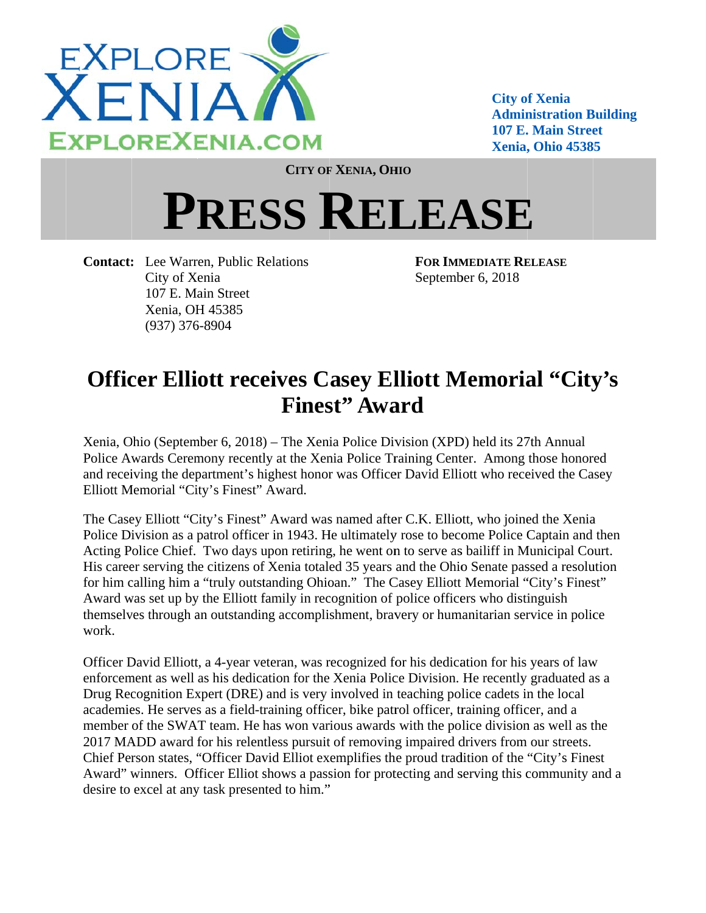EXPLORE XENIA
EXPLOREXENIA.COM

**City of Xenia**
**Administration Building**
**107 E. Main Street**
**Xenia, Ohio 45385**

**CITY OF XENIA, OHIO**

# PRESS RELEASE

**Contact:** Lee Warren, Public Relations
City of Xenia
107 E. Main Street
Xenia, OH 45385
(937) 376-8904

**FOR IMMEDIATE RELEASE**
September 6, 2018

## Officer Elliott receives Casey Elliott Memorial "City's Finest" Award

Xenia, Ohio (September 6, 2018) – The Xenia Police Division (XPD) held its 27th Annual Police Awards Ceremony recently at the Xenia Police Training Center. Among those honored and receiving the department's highest honor was Officer David Elliott who received the Casey Elliott Memorial "City's Finest" Award.

The Casey Elliott "City's Finest" Award was named after C.K. Elliott, who joined the Xenia Police Division as a patrol officer in 1943. He ultimately rose to become Police Captain and then Acting Police Chief. Two days upon retiring, he went on to serve as bailiff in Municipal Court. His career serving the citizens of Xenia totaled 35 years and the Ohio Senate passed a resolution for him calling him a "truly outstanding Ohioan." The Casey Elliott Memorial "City's Finest" Award was set up by the Elliott family in recognition of police officers who distinguish themselves through an outstanding accomplishment, bravery or humanitarian service in police work.

Officer David Elliott, a 4-year veteran, was recognized for his dedication for his years of law enforcement as well as his dedication for the Xenia Police Division. He recently graduated as a Drug Recognition Expert (DRE) and is very involved in teaching police cadets in the local academies. He serves as a field-training officer, bike patrol officer, training officer, and a member of the SWAT team. He has won various awards with the police division as well as the 2017 MADD award for his relentless pursuit of removing impaired drivers from our streets. Chief Person states, "Officer David Elliot exemplifies the proud tradition of the "City's Finest Award" winners. Officer Elliot shows a passion for protecting and serving this community and a desire to excel at any task presented to him."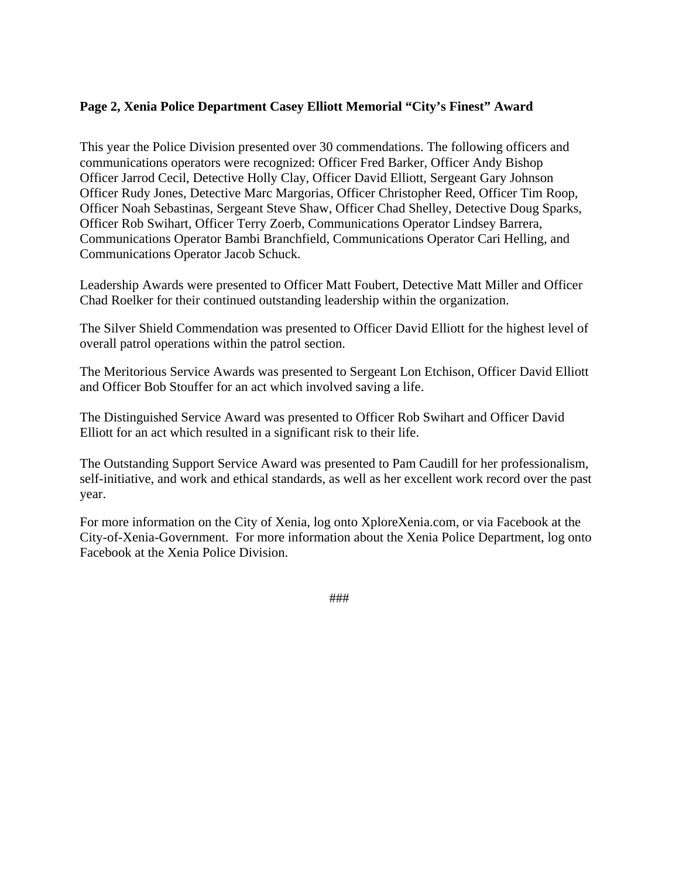**Page 2, Xenia Police Department Casey Elliott Memorial "City's Finest" Award**

This year the Police Division presented over 30 commendations. The following officers and communications operators were recognized: Officer Fred Barker, Officer Andy Bishop Officer Jarrod Cecil, Detective Holly Clay, Officer David Elliott, Sergeant Gary Johnson Officer Rudy Jones, Detective Marc Margorias, Officer Christopher Reed, Officer Tim Roop, Officer Noah Sebastinas, Sergeant Steve Shaw, Officer Chad Shelley, Detective Doug Sparks, Officer Rob Swihart, Officer Terry Zoerb, Communications Operator Lindsey Barrera, Communications Operator Bambi Branchfield, Communications Operator Cari Helling, and Communications Operator Jacob Schuck.

Leadership Awards were presented to Officer Matt Foubert, Detective Matt Miller and Officer Chad Roelker for their continued outstanding leadership within the organization.

The Silver Shield Commendation was presented to Officer David Elliott for the highest level of overall patrol operations within the patrol section.

The Meritorious Service Awards was presented to Sergeant Lon Etchison, Officer David Elliott and Officer Bob Stouffer for an act which involved saving a life.

The Distinguished Service Award was presented to Officer Rob Swihart and Officer David Elliott for an act which resulted in a significant risk to their life.

The Outstanding Support Service Award was presented to Pam Caudill for her professionalism, self-initiative, and work and ethical standards, as well as her excellent work record over the past year.

For more information on the City of Xenia, log onto XploreXenia.com, or via Facebook at the City-of-Xenia-Government. For more information about the Xenia Police Department, log onto Facebook at the Xenia Police Division.

###